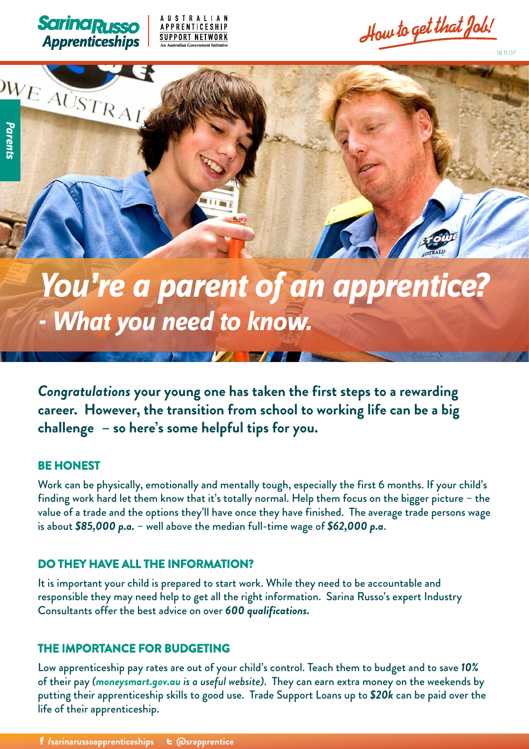Sarina Russo Apprenticeships | AUSTRALIAN APPRENTICESHIP SUPPORT NETWORK An Australian Government Initiative

How to get that Job!

18.11.07

Parents

# *You're a parent of an apprentice? - What you need to know.*

***Congratulations* your young one has taken the first steps to a rewarding career. However, the transition from school to working life can be a big challenge – so here's some helpful tips for you.**

## BE HONEST

Work can be physically, emotionally and mentally tough, especially the first 6 months. If your child's finding work hard let them know that it's totally normal. Help them focus on the bigger picture – the value of a trade and the options they'll have once they have finished. The average trade persons wage is about ***$85,000 p.a.*** – well above the median full-time wage of ***$62,000 p.a.***

## DO THEY HAVE ALL THE INFORMATION?

It is important your child is prepared to start work. While they need to be accountable and responsible they may need help to get all the right information. Sarina Russo's expert Industry Consultants offer the best advice on over ***600 qualifications.***

## THE IMPORTANCE FOR BUDGETING

Low apprenticeship pay rates are out of your child's control. Teach them to budget and to save ***10%*** of their pay ***(moneysmart.gov.au is a useful website).*** They can earn extra money on the weekends by putting their apprenticeship skills to good use. Trade Support Loans up to ***$20k*** can be paid over the life of their apprenticeship.

f /sarinarussoapprenticeships t @srapprentice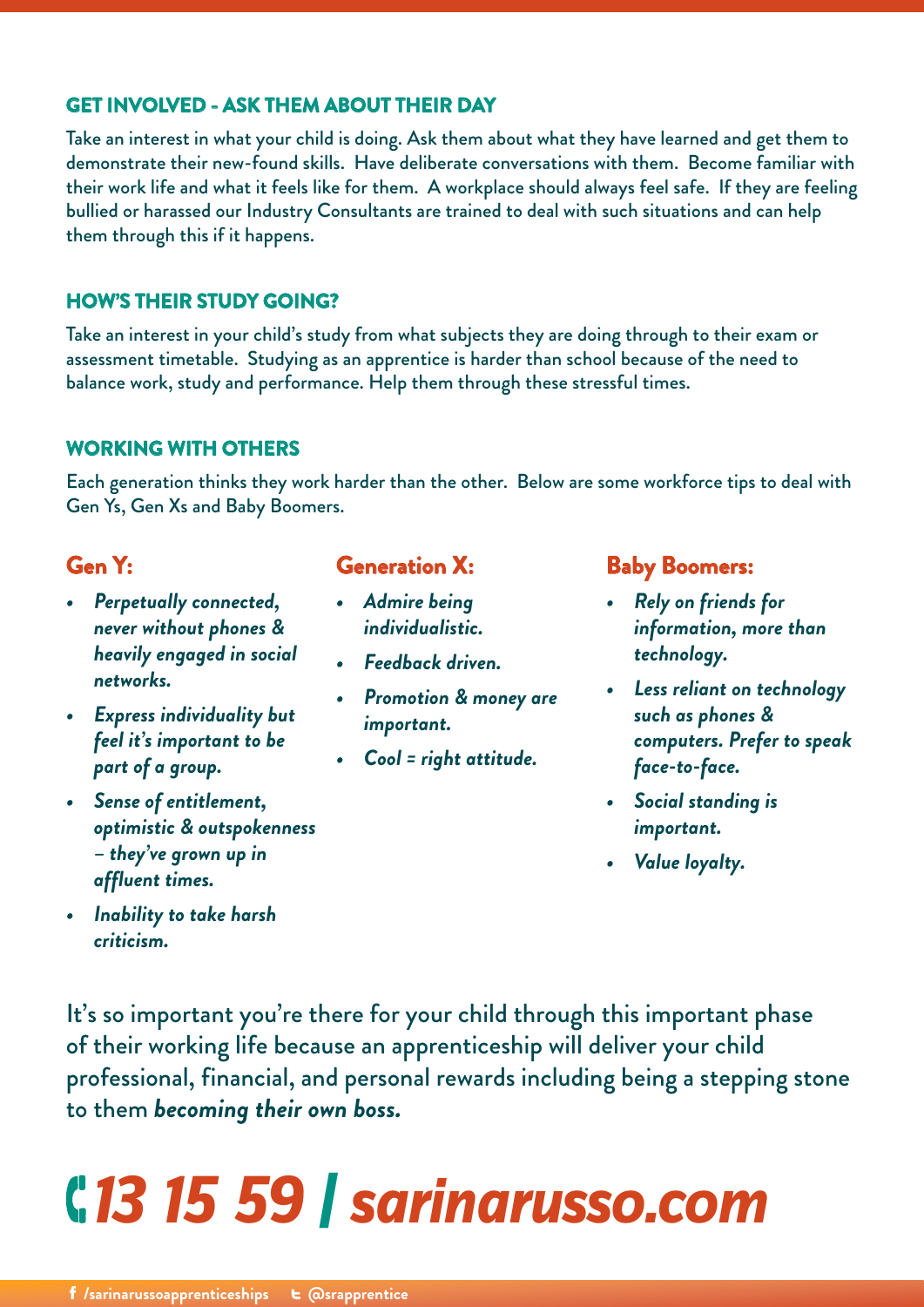## GET INVOLVED - ASK THEM ABOUT THEIR DAY

Take an interest in what your child is doing. Ask them about what they have learned and get them to demonstrate their new-found skills. Have deliberate conversations with them. Become familiar with their work life and what it feels like for them. A workplace should always feel safe. If they are feeling bullied or harassed our Industry Consultants are trained to deal with such situations and can help them through this if it happens.

## HOW'S THEIR STUDY GOING?

Take an interest in your child's study from what subjects they are doing through to their exam or assessment timetable. Studying as an apprentice is harder than school because of the need to balance work, study and performance. Help them through these stressful times.

## WORKING WITH OTHERS

Each generation thinks they work harder than the other. Below are some workforce tips to deal with Gen Ys, Gen Xs and Baby Boomers.

### Gen Y:

- ***Perpetually connected, never without phones & heavily engaged in social networks.***
- ***Express individuality but feel it's important to be part of a group.***
- ***Sense of entitlement, optimistic & outspokenness – they've grown up in affluent times.***
- ***Inability to take harsh criticism.***

### Generation X:

- ***Admire being individualistic.***
- ***Feedback driven.***
- ***Promotion & money are important.***
- ***Cool = right attitude.***

### Baby Boomers:

- ***Rely on friends for information, more than technology.***
- ***Less reliant on technology such as phones & computers. Prefer to speak face-to-face.***
- ***Social standing is important.***
- ***Value loyalty.***

It's so important you're there for your child through this important phase of their working life because an apprenticeship will deliver your child professional, financial, and personal rewards including being a stepping stone to them ***becoming their own boss.***

# *13 15 59 | sarinarusso.com*

/sarinarussoapprenticeships @srapprentice